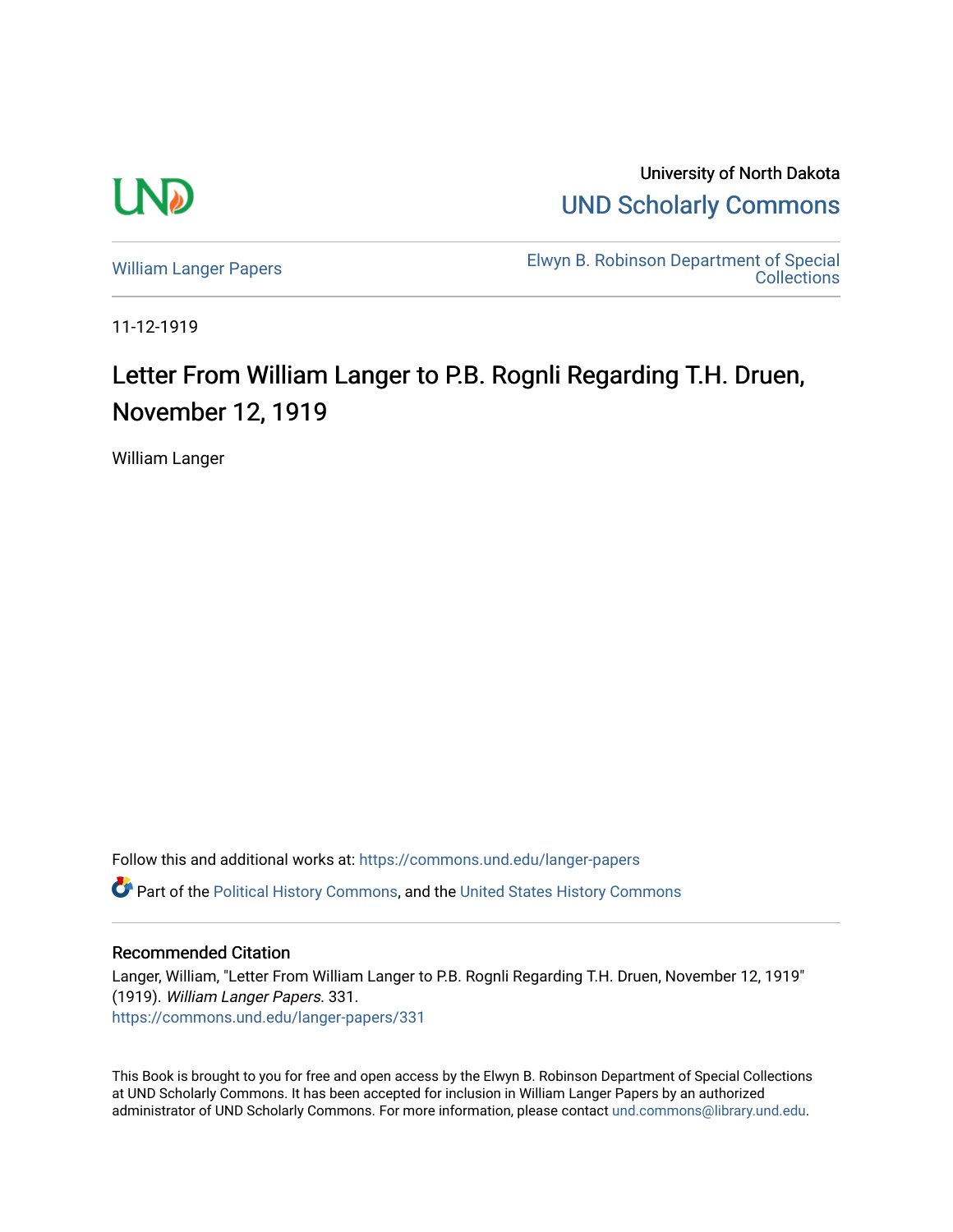University of North Dakota

UND Scholarly Commons

William Langer Papers

Elwyn B. Robinson Department of Special Collections

11-12-1919

# Letter From William Langer to P.B. Rognli Regarding T.H. Druen, November 12, 1919

William Langer

Follow this and additional works at: https://commons.und.edu/langer-papers

Part of the Political History Commons, and the United States History Commons

## Recommended Citation

Langer, William, "Letter From William Langer to P.B. Rognli Regarding T.H. Druen, November 12, 1919" (1919). *William Langer Papers*. 331.
https://commons.und.edu/langer-papers/331

This Book is brought to you for free and open access by the Elwyn B. Robinson Department of Special Collections at UND Scholarly Commons. It has been accepted for inclusion in William Langer Papers by an authorized administrator of UND Scholarly Commons. For more information, please contact und.commons@library.und.edu.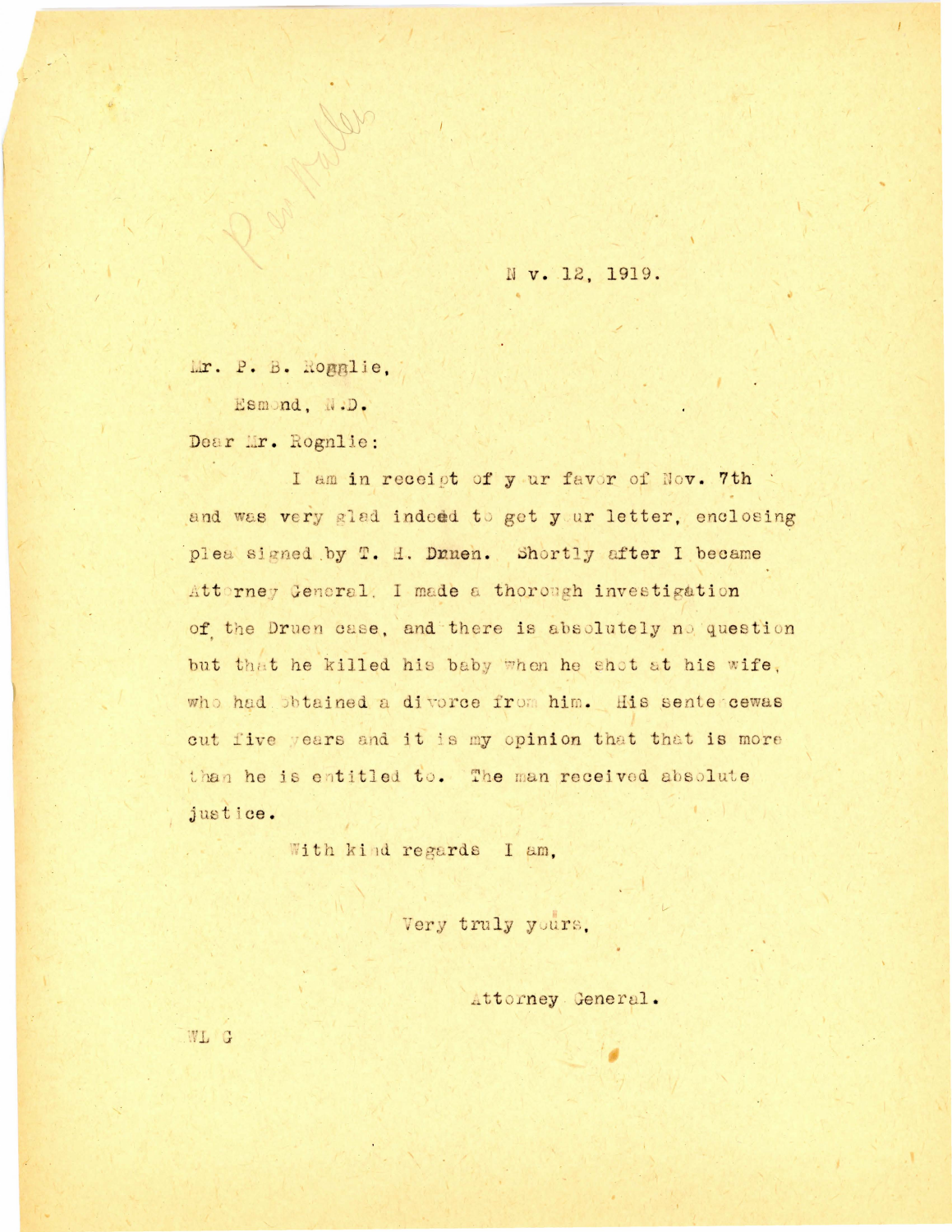Nov. 12, 1919.

Mr. P. B. Rognlie,

Esmond, N.D.

Dear Mr. Rognlie:

I am in receipt of your favor of Nov. 7th and was very glad indeed to get your letter, enclosing plea signed by T. H. Druen. Shortly after I became Attorney General, I made a thorough investigation of the Druen case, and there is absolutely no question but that he killed his baby when he shot at his wife, who had obtained a divorce from him. His sentence was cut five years and it is my opinion that that is more than he is entitled to. The man received absolute justice.

With kind regards I am,

Very truly yours,

Attorney General.

WL G